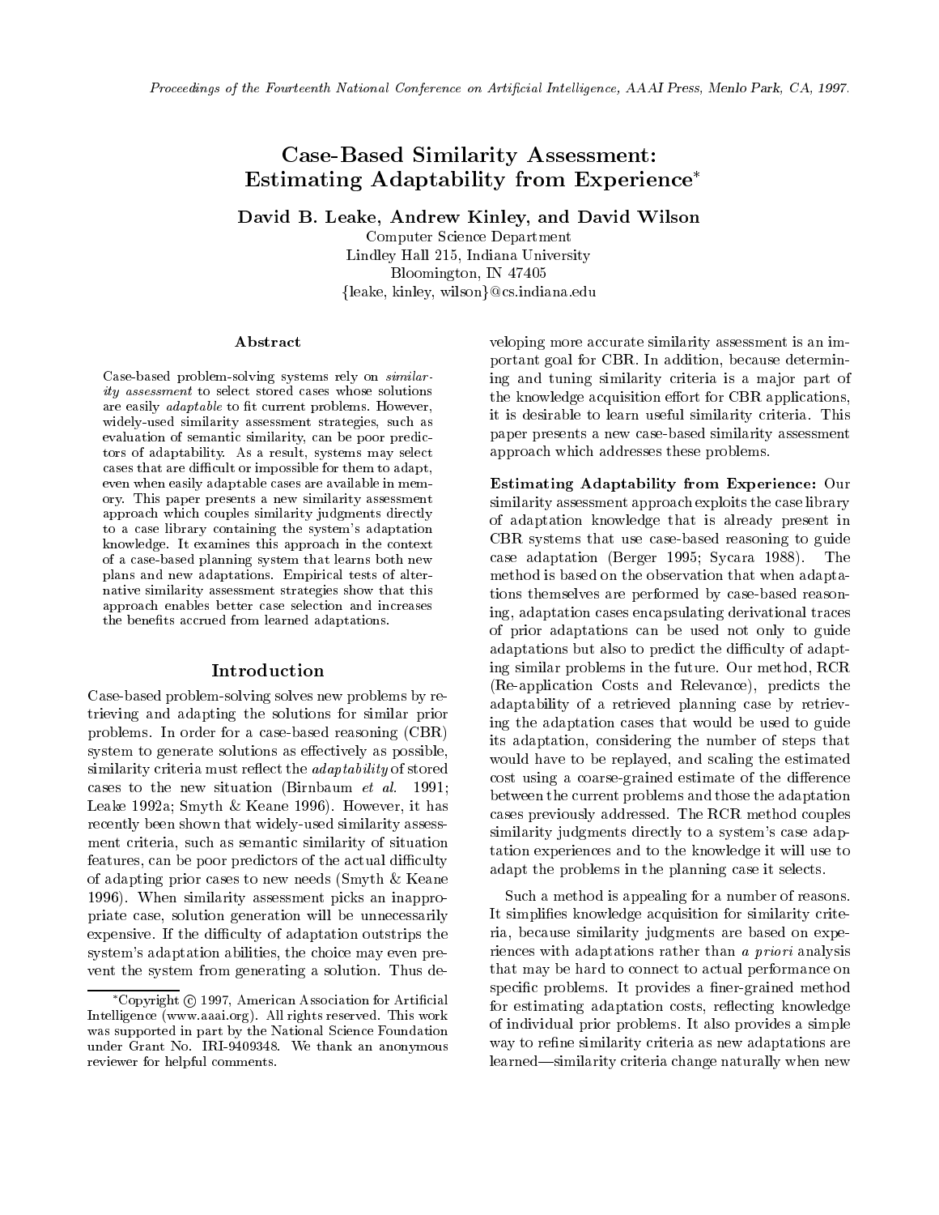Proceedings of the Fourteenth National Conference on Artificial Intelligence, AAAI Press, Menlo Park, CA, 1997.

# Case-Based Similarity Assessment: Estimating Adaptability from Experience*

**David B. Leake, Andrew Kinley, and David Wilson**

Computer Science Department
Lindley Hall 215, Indiana University
Bloomington, IN 47405
{leake, kinley, wilson}@cs.indiana.edu

## Abstract

Case-based problem-solving systems rely on *similarity assessment* to select stored cases whose solutions are easily *adaptable* to fit current problems. However, widely-used similarity assessment strategies, such as evaluation of semantic similarity, can be poor predictors of adaptability. As a result, systems may select cases that are difficult or impossible for them to adapt, even when easily adaptable cases are available in memory. This paper presents a new similarity assessment approach which couples similarity judgments directly to a case library containing the system's adaptation knowledge. It examines this approach in the context of a case-based planning system that learns both new plans and new adaptations. Empirical tests of alternative similarity assessment strategies show that this approach enables better case selection and increases the benefits accrued from learned adaptations.

## Introduction

Case-based problem-solving solves new problems by retrieving and adapting the solutions for similar prior problems. In order for a case-based reasoning (CBR) system to generate solutions as effectively as possible, similarity criteria must reflect the *adaptability* of stored cases to the new situation (Birnbaum *et al.* 1991; Leake 1992a; Smyth & Keane 1996). However, it has recently been shown that widely-used similarity assessment criteria, such as semantic similarity of situation features, can be poor predictors of the actual difficulty of adapting prior cases to new needs (Smyth & Keane 1996). When similarity assessment picks an inappropriate case, solution generation will be unnecessarily expensive. If the difficulty of adaptation outstrips the system's adaptation abilities, the choice may even prevent the system from generating a solution. Thus developing more accurate similarity assessment is an important goal for CBR. In addition, because determining and tuning similarity criteria is a major part of the knowledge acquisition effort for CBR applications, it is desirable to learn useful similarity criteria. This paper presents a new case-based similarity assessment approach which addresses these problems.

**Estimating Adaptability from Experience:** Our similarity assessment approach exploits the case library of adaptation knowledge that is already present in CBR systems that use case-based reasoning to guide case adaptation (Berger 1995; Sycara 1988). The method is based on the observation that when adaptations themselves are performed by case-based reasoning, adaptation cases encapsulating derivational traces of prior adaptations can be used not only to guide adaptations but also to predict the difficulty of adapting similar problems in the future. Our method, RCR (Re-application Costs and Relevance), predicts the adaptability of a retrieved planning case by retrieving the adaptation cases that would be used to guide its adaptation, considering the number of steps that would have to be replayed, and scaling the estimated cost using a coarse-grained estimate of the difference between the current problems and those the adaptation cases previously addressed. The RCR method couples similarity judgments directly to a system's case adaptation experiences and to the knowledge it will use to adapt the problems in the planning case it selects.

Such a method is appealing for a number of reasons. It simplifies knowledge acquisition for similarity criteria, because similarity judgments are based on experiences with adaptations rather than *a priori* analysis that may be hard to connect to actual performance on specific problems. It provides a finer-grained method for estimating adaptation costs, reflecting knowledge of individual prior problems. It also provides a simple way to refine similarity criteria as new adaptations are learned—similarity criteria change naturally when new

*Copyright © 1997, American Association for Artificial Intelligence (www.aaai.org). All rights reserved. This work was supported in part by the National Science Foundation under Grant No. IRI-9409348. We thank an anonymous reviewer for helpful comments.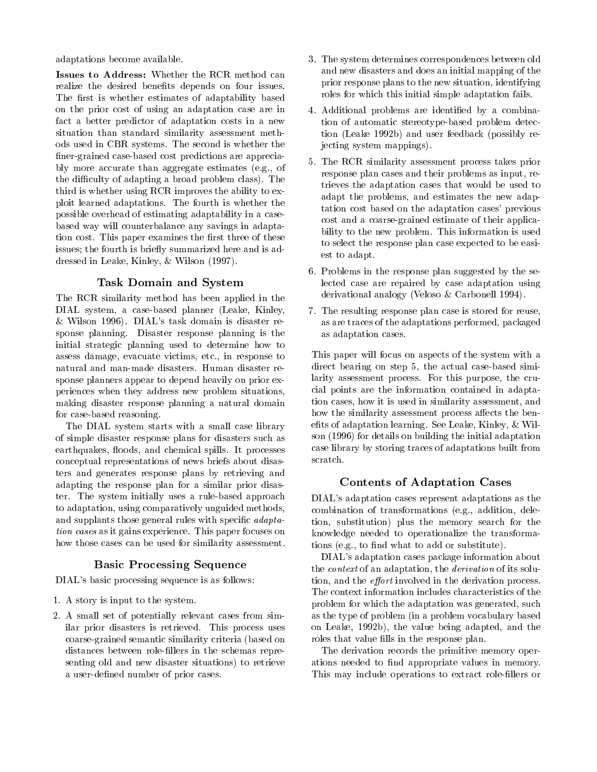adaptations become available.

**Issues to Address:** Whether the RCR method can realize the desired benefits depends on four issues. The first is whether estimates of adaptability based on the prior cost of using an adaptation case are in fact a better predictor of adaptation costs in a new situation than standard similarity assessment methods used in CBR systems. The second is whether the finer-grained case-based cost predictions are appreciably more accurate than aggregate estimates (e.g., of the difficulty of adapting a broad problem class). The third is whether using RCR improves the ability to exploit learned adaptations. The fourth is whether the possible overhead of estimating adaptability in a case-based way will counterbalance any savings in adaptation cost. This paper examines the first three of these issues; the fourth is briefly summarized here and is addressed in Leake, Kinley, & Wilson (1997).

## Task Domain and System

The RCR similarity method has been applied in the DIAL system, a case-based planner (Leake, Kinley, & Wilson 1996). DIAL's task domain is disaster response planning. Disaster response planning is the initial strategic planning used to determine how to assess damage, evacuate victims, etc., in response to natural and man-made disasters. Human disaster response planners appear to depend heavily on prior experiences when they address new problem situations, making disaster response planning a natural domain for case-based reasoning.

The DIAL system starts with a small case library of simple disaster response plans for disasters such as earthquakes, floods, and chemical spills. It processes conceptual representations of news briefs about disasters and generates response plans by retrieving and adapting the response plan for a similar prior disaster. The system initially uses a rule-based approach to adaptation, using comparatively unguided methods, and supplants those general rules with specific *adaptation cases* as it gains experience. This paper focuses on how those cases can be used for similarity assessment.

## Basic Processing Sequence

DIAL's basic processing sequence is as follows:

1. A story is input to the system.
2. A small set of potentially relevant cases from similar prior disasters is retrieved. This process uses coarse-grained semantic similarity criteria (based on distances between role-fillers in the schemas representing old and new disaster situations) to retrieve a user-defined number of prior cases.
3. The system determines correspondences between old and new disasters and does an initial mapping of the prior response plans to the new situation, identifying roles for which this initial simple adaptation fails.
4. Additional problems are identified by a combination of automatic stereotype-based problem detection (Leake 1992b) and user feedback (possibly rejecting system mappings).
5. The RCR similarity assessment process takes prior response plan cases and their problems as input, retrieves the adaptation cases that would be used to adapt the problems, and estimates the new adaptation cost based on the adaptation cases' previous cost and a coarse-grained estimate of their applicability to the new problem. This information is used to select the response plan case expected to be easiest to adapt.
6. Problems in the response plan suggested by the selected case are repaired by case adaptation using derivational analogy (Veloso & Carbonell 1994).
7. The resulting response plan case is stored for reuse, as are traces of the adaptations performed, packaged as adaptation cases.

This paper will focus on aspects of the system with a direct bearing on step 5, the actual case-based similarity assessment process. For this purpose, the crucial points are the information contained in adaptation cases, how it is used in similarity assessment, and how the similarity assessment process affects the benefits of adaptation learning. See Leake, Kinley, & Wilson (1996) for details on building the initial adaptation case library by storing traces of adaptations built from scratch.

## Contents of Adaptation Cases

DIAL's adaptation cases represent adaptations as the combination of transformations (e.g., addition, deletion, substitution) plus the memory search for the knowledge needed to operationalize the transformations (e.g., to find what to add or substitute).

DIAL's adaptation cases package information about the *context* of an adaptation, the *derivation* of its solution, and the *effort* involved in the derivation process. The context information includes characteristics of the problem for which the adaptation was generated, such as the type of problem (in a problem vocabulary based on Leake, 1992b), the value being adapted, and the roles that value fills in the response plan.

The derivation records the primitive memory operations needed to find appropriate values in memory. This may include operations to extract role-fillers or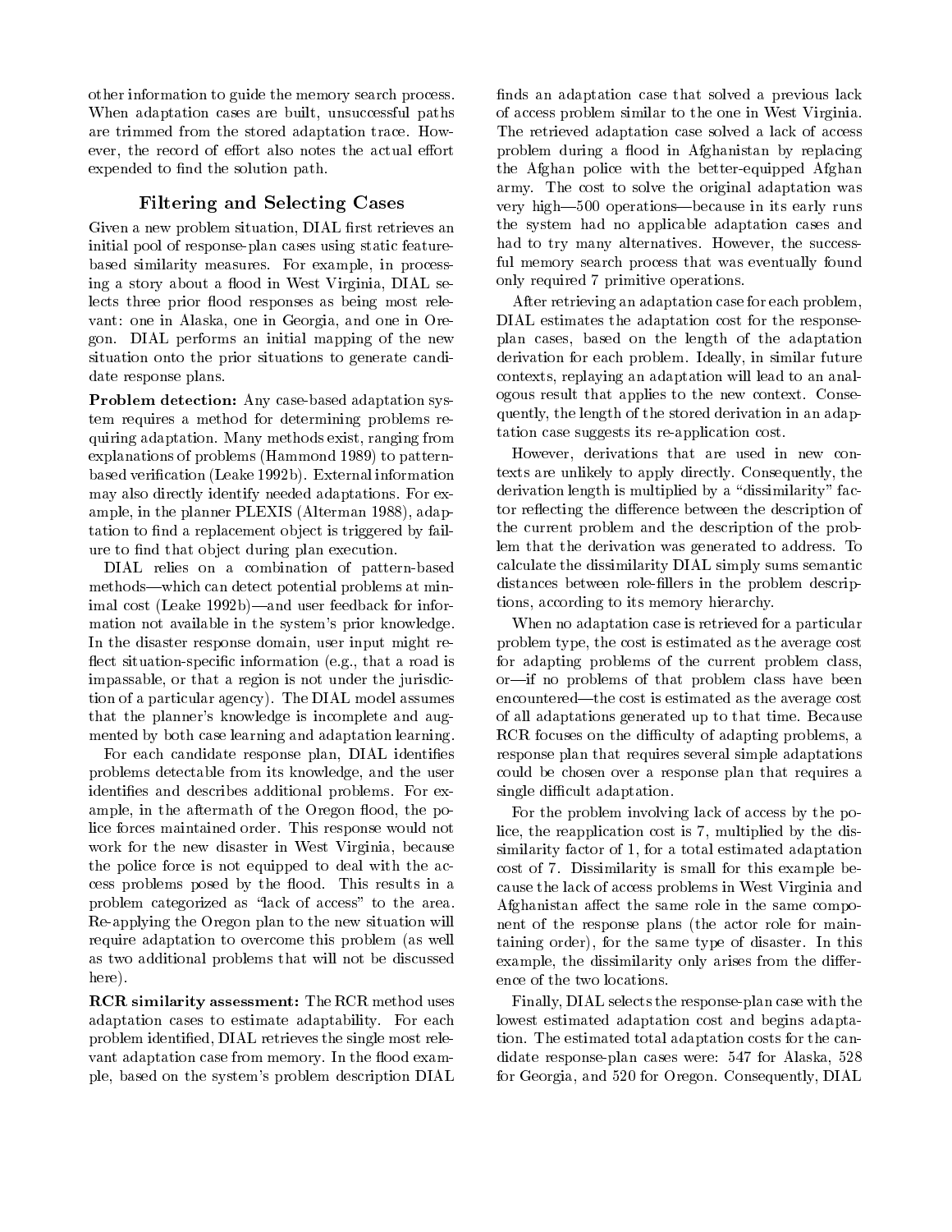other information to guide the memory search process. When adaptation cases are built, unsuccessful paths are trimmed from the stored adaptation trace. However, the record of effort also notes the actual effort expended to find the solution path.

### Filtering and Selecting Cases

Given a new problem situation, DIAL first retrieves an initial pool of response-plan cases using static feature-based similarity measures. For example, in processing a story about a flood in West Virginia, DIAL selects three prior flood responses as being most relevant: one in Alaska, one in Georgia, and one in Oregon. DIAL performs an initial mapping of the new situation onto the prior situations to generate candidate response plans.

**Problem detection:** Any case-based adaptation system requires a method for determining problems requiring adaptation. Many methods exist, ranging from explanations of problems (Hammond 1989) to pattern-based verification (Leake 1992b). External information may also directly identify needed adaptations. For example, in the planner PLEXIS (Alterman 1988), adaptation to find a replacement object is triggered by failure to find that object during plan execution.

DIAL relies on a combination of pattern-based methods—which can detect potential problems at minimal cost (Leake 1992b)—and user feedback for information not available in the system's prior knowledge. In the disaster response domain, user input might reflect situation-specific information (e.g., that a road is impassable, or that a region is not under the jurisdiction of a particular agency). The DIAL model assumes that the planner's knowledge is incomplete and augmented by both case learning and adaptation learning.

For each candidate response plan, DIAL identifies problems detectable from its knowledge, and the user identifies and describes additional problems. For example, in the aftermath of the Oregon flood, the police forces maintained order. This response would not work for the new disaster in West Virginia, because the police force is not equipped to deal with the access problems posed by the flood. This results in a problem categorized as "lack of access" to the area. Re-applying the Oregon plan to the new situation will require adaptation to overcome this problem (as well as two additional problems that will not be discussed here).

**RCR similarity assessment:** The RCR method uses adaptation cases to estimate adaptability. For each problem identified, DIAL retrieves the single most relevant adaptation case from memory. In the flood example, based on the system's problem description DIAL finds an adaptation case that solved a previous lack of access problem similar to the one in West Virginia. The retrieved adaptation case solved a lack of access problem during a flood in Afghanistan by replacing the Afghan police with the better-equipped Afghan army. The cost to solve the original adaptation was very high—500 operations—because in its early runs the system had no applicable adaptation cases and had to try many alternatives. However, the successful memory search process that was eventually found only required 7 primitive operations.

After retrieving an adaptation case for each problem, DIAL estimates the adaptation cost for the response-plan cases, based on the length of the adaptation derivation for each problem. Ideally, in similar future contexts, replaying an adaptation will lead to an analogous result that applies to the new context. Consequently, the length of the stored derivation in an adaptation case suggests its re-application cost.

However, derivations that are used in new contexts are unlikely to apply directly. Consequently, the derivation length is multiplied by a "dissimilarity" factor reflecting the difference between the description of the current problem and the description of the problem that the derivation was generated to address. To calculate the dissimilarity DIAL simply sums semantic distances between role-fillers in the problem descriptions, according to its memory hierarchy.

When no adaptation case is retrieved for a particular problem type, the cost is estimated as the average cost for adapting problems of the current problem class, or—if no problems of that problem class have been encountered—the cost is estimated as the average cost of all adaptations generated up to that time. Because RCR focuses on the difficulty of adapting problems, a response plan that requires several simple adaptations could be chosen over a response plan that requires a single difficult adaptation.

For the problem involving lack of access by the police, the reapplication cost is 7, multiplied by the dissimilarity factor of 1, for a total estimated adaptation cost of 7. Dissimilarity is small for this example because the lack of access problems in West Virginia and Afghanistan affect the same role in the same component of the response plans (the actor role for maintaining order), for the same type of disaster. In this example, the dissimilarity only arises from the difference of the two locations.

Finally, DIAL selects the response-plan case with the lowest estimated adaptation cost and begins adaptation. The estimated total adaptation costs for the candidate response-plan cases were: 547 for Alaska, 528 for Georgia, and 520 for Oregon. Consequently, DIAL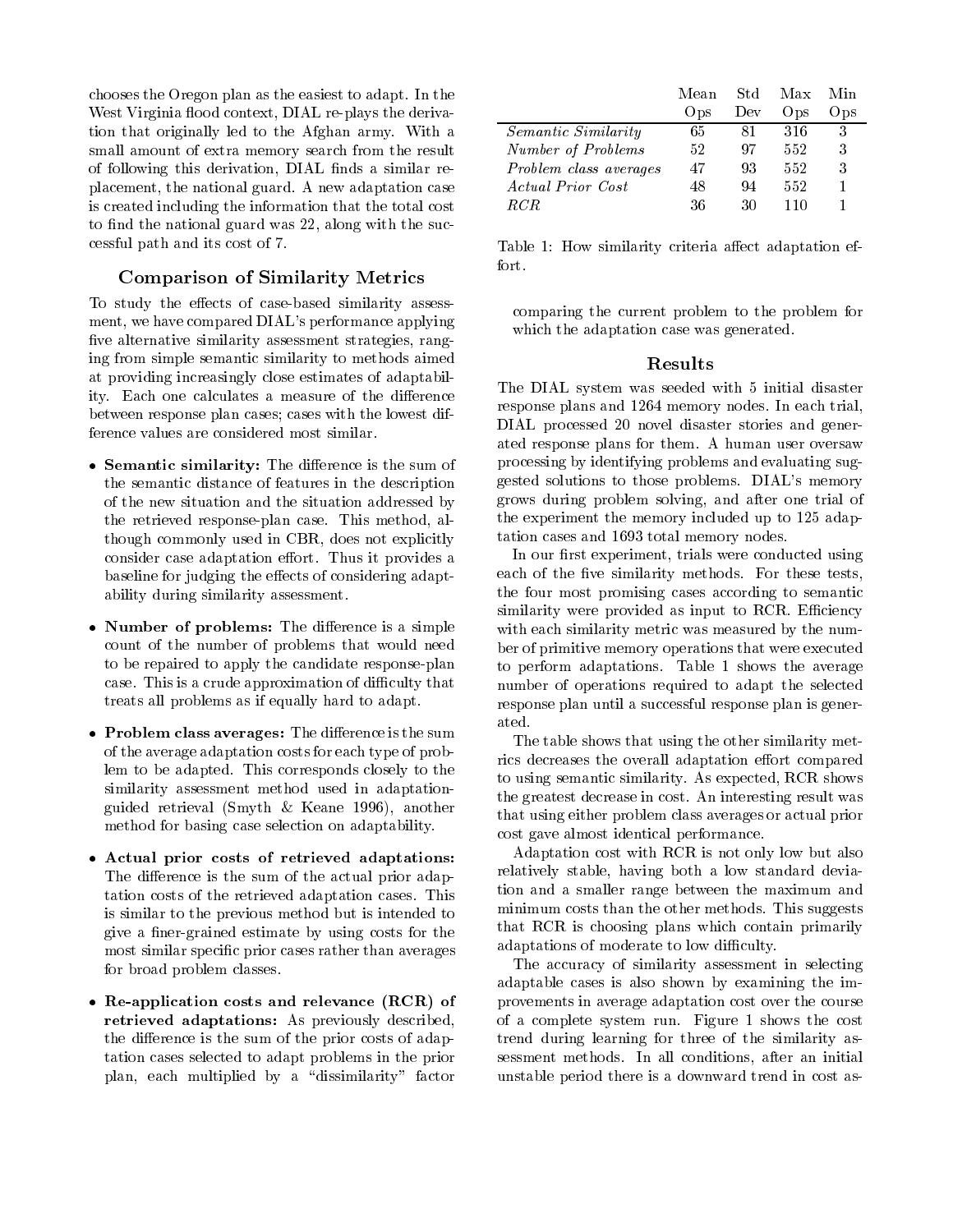chooses the Oregon plan as the easiest to adapt. In the West Virginia flood context, DIAL re-plays the derivation that originally led to the Afghan army. With a small amount of extra memory search from the result of following this derivation, DIAL finds a similar replacement, the national guard. A new adaptation case is created including the information that the total cost to find the national guard was 22, along with the successful path and its cost of 7.

## Comparison of Similarity Metrics

To study the effects of case-based similarity assessment, we have compared DIAL's performance applying five alternative similarity assessment strategies, ranging from simple semantic similarity to methods aimed at providing increasingly close estimates of adaptability. Each one calculates a measure of the difference between response plan cases; cases with the lowest difference values are considered most similar.

- **Semantic similarity:** The difference is the sum of the semantic distance of features in the description of the new situation and the situation addressed by the retrieved response-plan case. This method, although commonly used in CBR, does not explicitly consider case adaptation effort. Thus it provides a baseline for judging the effects of considering adaptability during similarity assessment.
- **Number of problems:** The difference is a simple count of the number of problems that would need to be repaired to apply the candidate response-plan case. This is a crude approximation of difficulty that treats all problems as if equally hard to adapt.
- **Problem class averages:** The difference is the sum of the average adaptation costs for each type of problem to be adapted. This corresponds closely to the similarity assessment method used in adaptation-guided retrieval (Smyth & Keane 1996), another method for basing case selection on adaptability.
- **Actual prior costs of retrieved adaptations:** The difference is the sum of the actual prior adaptation costs of the retrieved adaptation cases. This is similar to the previous method but is intended to give a finer-grained estimate by using costs for the most similar specific prior cases rather than averages for broad problem classes.
- **Re-application costs and relevance (RCR) of retrieved adaptations:** As previously described, the difference is the sum of the prior costs of adaptation cases selected to adapt problems in the prior plan, each multiplied by a "dissimilarity" factor comparing the current problem to the problem for which the adaptation case was generated.

| | Mean Ops | Std Dev | Max Ops | Min Ops |
|---|---|---|---|---|
| *Semantic Similarity* | 65 | 81 | 316 | 3 |
| *Number of Problems* | 52 | 97 | 552 | 3 |
| *Problem class averages* | 47 | 93 | 552 | 3 |
| *Actual Prior Cost* | 48 | 94 | 552 | 1 |
| *RCR* | 36 | 30 | 110 | 1 |

Table 1: How similarity criteria affect adaptation effort.

## Results

The DIAL system was seeded with 5 initial disaster response plans and 1264 memory nodes. In each trial, DIAL processed 20 novel disaster stories and generated response plans for them. A human user oversaw processing by identifying problems and evaluating suggested solutions to those problems. DIAL's memory grows during problem solving, and after one trial of the experiment the memory included up to 125 adaptation cases and 1693 total memory nodes.

In our first experiment, trials were conducted using each of the five similarity methods. For these tests, the four most promising cases according to semantic similarity were provided as input to RCR. Efficiency with each similarity metric was measured by the number of primitive memory operations that were executed to perform adaptations. Table 1 shows the average number of operations required to adapt the selected response plan until a successful response plan is generated.

The table shows that using the other similarity metrics decreases the overall adaptation effort compared to using semantic similarity. As expected, RCR shows the greatest decrease in cost. An interesting result was that using either problem class averages or actual prior cost gave almost identical performance.

Adaptation cost with RCR is not only low but also relatively stable, having both a low standard deviation and a smaller range between the maximum and minimum costs than the other methods. This suggests that RCR is choosing plans which contain primarily adaptations of moderate to low difficulty.

The accuracy of similarity assessment in selecting adaptable cases is also shown by examining the improvements in average adaptation cost over the course of a complete system run. Figure 1 shows the cost trend during learning for three of the similarity assessment methods. In all conditions, after an initial unstable period there is a downward trend in cost as-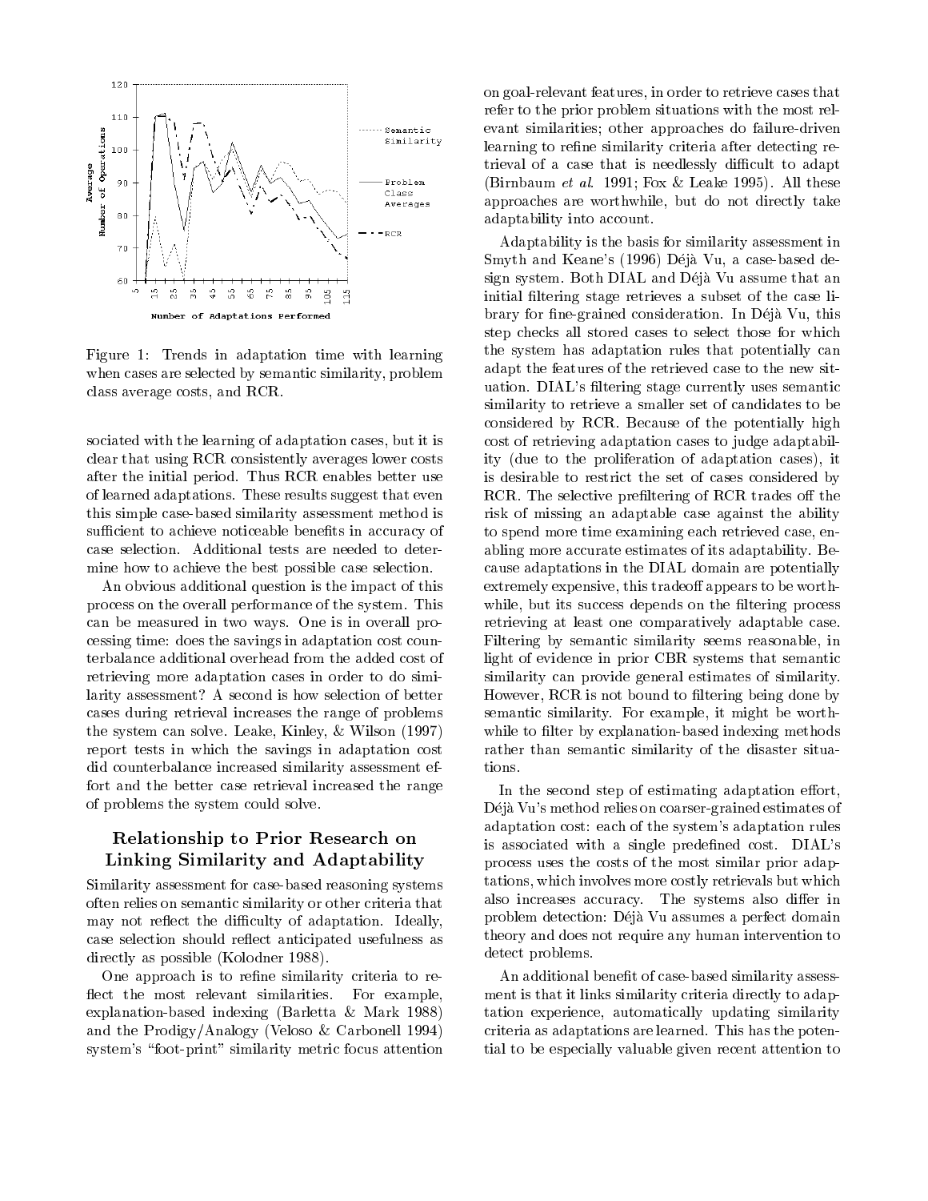Figure 1: Trends in adaptation time with learning when cases are selected by semantic similarity, problem class average costs, and RCR.

sociated with the learning of adaptation cases, but it is clear that using RCR consistently averages lower costs after the initial period. Thus RCR enables better use of learned adaptations. These results suggest that even this simple case-based similarity assessment method is sufficient to achieve noticeable benefits in accuracy of case selection. Additional tests are needed to determine how to achieve the best possible case selection.

An obvious additional question is the impact of this process on the overall performance of the system. This can be measured in two ways. One is in overall processing time: does the savings in adaptation cost counterbalance additional overhead from the added cost of retrieving more adaptation cases in order to do similarity assessment? A second is how selection of better cases during retrieval increases the range of problems the system can solve. Leake, Kinley, & Wilson (1997) report tests in which the savings in adaptation cost did counterbalance increased similarity assessment effort and the better case retrieval increased the range of problems the system could solve.

## Relationship to Prior Research on Linking Similarity and Adaptability

Similarity assessment for case-based reasoning systems often relies on semantic similarity or other criteria that may not reflect the difficulty of adaptation. Ideally, case selection should reflect anticipated usefulness as directly as possible (Kolodner 1988).

One approach is to refine similarity criteria to reflect the most relevant similarities. For example, explanation-based indexing (Barletta & Mark 1988) and the Prodigy/Analogy (Veloso & Carbonell 1994) system's "foot-print" similarity metric focus attention on goal-relevant features, in order to retrieve cases that refer to the prior problem situations with the most relevant similarities; other approaches do failure-driven learning to refine similarity criteria after detecting retrieval of a case that is needlessly difficult to adapt (Birnbaum *et al.* 1991; Fox & Leake 1995). All these approaches are worthwhile, but do not directly take adaptability into account.

Adaptability is the basis for similarity assessment in Smyth and Keane's (1996) Déjà Vu, a case-based design system. Both DIAL and Déjà Vu assume that an initial filtering stage retrieves a subset of the case library for fine-grained consideration. In Déjà Vu, this step checks all stored cases to select those for which the system has adaptation rules that potentially can adapt the features of the retrieved case to the new situation. DIAL's filtering stage currently uses semantic similarity to retrieve a smaller set of candidates to be considered by RCR. Because of the potentially high cost of retrieving adaptation cases to judge adaptability (due to the proliferation of adaptation cases), it is desirable to restrict the set of cases considered by RCR. The selective prefiltering of RCR trades off the risk of missing an adaptable case against the ability to spend more time examining each retrieved case, enabling more accurate estimates of its adaptability. Because adaptations in the DIAL domain are potentially extremely expensive, this tradeoff appears to be worthwhile, but its success depends on the filtering process retrieving at least one comparatively adaptable case. Filtering by semantic similarity seems reasonable, in light of evidence in prior CBR systems that semantic similarity can provide general estimates of similarity. However, RCR is not bound to filtering being done by semantic similarity. For example, it might be worthwhile to filter by explanation-based indexing methods rather than semantic similarity of the disaster situations.

In the second step of estimating adaptation effort, Déjà Vu's method relies on coarser-grained estimates of adaptation cost: each of the system's adaptation rules is associated with a single predefined cost. DIAL's process uses the costs of the most similar prior adaptations, which involves more costly retrievals but which also increases accuracy. The systems also differ in problem detection: Déjà Vu assumes a perfect domain theory and does not require any human intervention to detect problems.

An additional benefit of case-based similarity assessment is that it links similarity criteria directly to adaptation experience, automatically updating similarity criteria as adaptations are learned. This has the potential to be especially valuable given recent attention to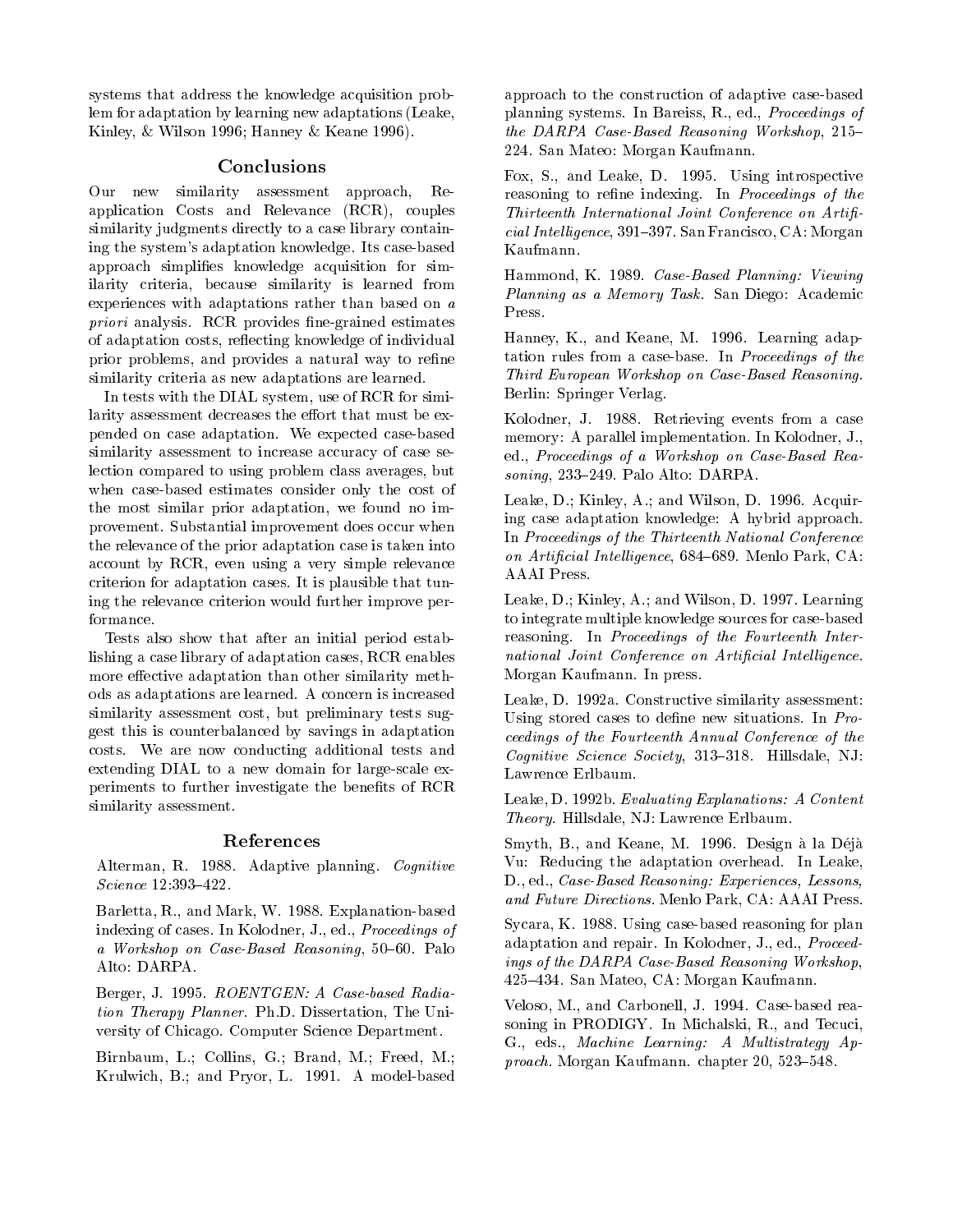systems that address the knowledge acquisition problem for adaptation by learning new adaptations (Leake, Kinley, & Wilson 1996; Hanney & Keane 1996).

## Conclusions

Our new similarity assessment approach, Re-application Costs and Relevance (RCR), couples similarity judgments directly to a case library containing the system's adaptation knowledge. Its case-based approach simplifies knowledge acquisition for similarity criteria, because similarity is learned from experiences with adaptations rather than based on *a priori* analysis. RCR provides fine-grained estimates of adaptation costs, reflecting knowledge of individual prior problems, and provides a natural way to refine similarity criteria as new adaptations are learned.

In tests with the DIAL system, use of RCR for similarity assessment decreases the effort that must be expended on case adaptation. We expected case-based similarity assessment to increase accuracy of case selection compared to using problem class averages, but when case-based estimates consider only the cost of the most similar prior adaptation, we found no improvement. Substantial improvement does occur when the relevance of the prior adaptation case is taken into account by RCR, even using a very simple relevance criterion for adaptation cases. It is plausible that tuning the relevance criterion would further improve performance.

Tests also show that after an initial period establishing a case library of adaptation cases, RCR enables more effective adaptation than other similarity methods as adaptations are learned. A concern is increased similarity assessment cost, but preliminary tests suggest this is counterbalanced by savings in adaptation costs. We are now conducting additional tests and extending DIAL to a new domain for large-scale experiments to further investigate the benefits of RCR similarity assessment.

## References

Alterman, R. 1988. Adaptive planning. *Cognitive Science* 12:393–422.

Barletta, R., and Mark, W. 1988. Explanation-based indexing of cases. In Kolodner, J., ed., *Proceedings of a Workshop on Case-Based Reasoning*, 50–60. Palo Alto: DARPA.

Berger, J. 1995. *ROENTGEN: A Case-based Radiation Therapy Planner*. Ph.D. Dissertation, The University of Chicago. Computer Science Department.

Birnbaum, L.; Collins, G.; Brand, M.; Freed, M.; Krulwich, B.; and Pryor, L. 1991. A model-based approach to the construction of adaptive case-based planning systems. In Bareiss, R., ed., *Proceedings of the DARPA Case-Based Reasoning Workshop*, 215–224. San Mateo: Morgan Kaufmann.

Fox, S., and Leake, D. 1995. Using introspective reasoning to refine indexing. In *Proceedings of the Thirteenth International Joint Conference on Artificial Intelligence*, 391–397. San Francisco, CA: Morgan Kaufmann.

Hammond, K. 1989. *Case-Based Planning: Viewing Planning as a Memory Task*. San Diego: Academic Press.

Hanney, K., and Keane, M. 1996. Learning adaptation rules from a case-base. In *Proceedings of the Third European Workshop on Case-Based Reasoning*. Berlin: Springer Verlag.

Kolodner, J. 1988. Retrieving events from a case memory: A parallel implementation. In Kolodner, J., ed., *Proceedings of a Workshop on Case-Based Reasoning*, 233–249. Palo Alto: DARPA.

Leake, D.; Kinley, A.; and Wilson, D. 1996. Acquiring case adaptation knowledge: A hybrid approach. In *Proceedings of the Thirteenth National Conference on Artificial Intelligence*, 684–689. Menlo Park, CA: AAAI Press.

Leake, D.; Kinley, A.; and Wilson, D. 1997. Learning to integrate multiple knowledge sources for case-based reasoning. In *Proceedings of the Fourteenth International Joint Conference on Artificial Intelligence*. Morgan Kaufmann. In press.

Leake, D. 1992a. Constructive similarity assessment: Using stored cases to define new situations. In *Proceedings of the Fourteenth Annual Conference of the Cognitive Science Society*, 313–318. Hillsdale, NJ: Lawrence Erlbaum.

Leake, D. 1992b. *Evaluating Explanations: A Content Theory*. Hillsdale, NJ: Lawrence Erlbaum.

Smyth, B., and Keane, M. 1996. Design à la Déjà Vu: Reducing the adaptation overhead. In Leake, D., ed., *Case-Based Reasoning: Experiences, Lessons, and Future Directions*. Menlo Park, CA: AAAI Press.

Sycara, K. 1988. Using case-based reasoning for plan adaptation and repair. In Kolodner, J., ed., *Proceedings of the DARPA Case-Based Reasoning Workshop*, 425–434. San Mateo, CA: Morgan Kaufmann.

Veloso, M., and Carbonell, J. 1994. Case-based reasoning in PRODIGY. In Michalski, R., and Tecuci, G., eds., *Machine Learning: A Multistrategy Approach*. Morgan Kaufmann. chapter 20, 523–548.